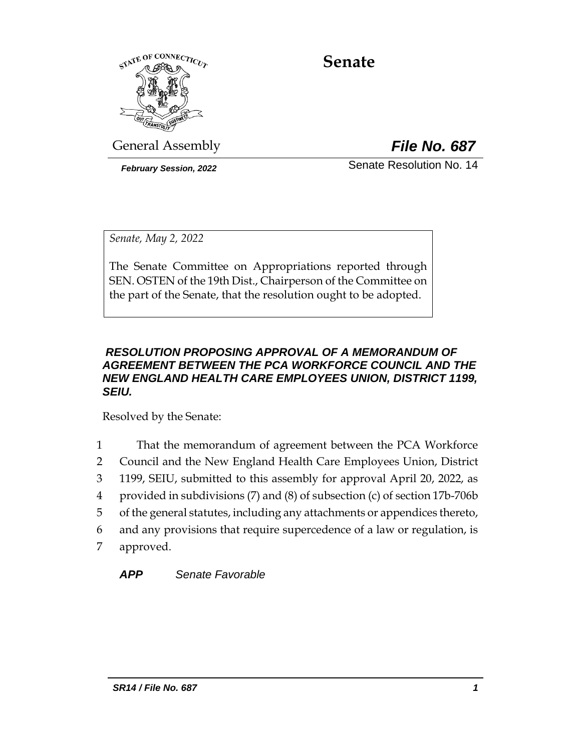# Senate

General Assembly

***File No. 687***

***February Session, 2022***

Senate Resolution No. 14

*Senate, May 2, 2022*

The Senate Committee on Appropriations reported through SEN. OSTEN of the 19th Dist., Chairperson of the Committee on the part of the Senate, that the resolution ought to be adopted.

***RESOLUTION PROPOSING APPROVAL OF A MEMORANDUM OF AGREEMENT BETWEEN THE PCA WORKFORCE COUNCIL AND THE NEW ENGLAND HEALTH CARE EMPLOYEES UNION, DISTRICT 1199, SEIU.***

Resolved by the Senate:

1 That the memorandum of agreement between the PCA Workforce
2 Council and the New England Health Care Employees Union, District
3 1199, SEIU, submitted to this assembly for approval April 20, 2022, as
4 provided in subdivisions (7) and (8) of subsection (c) of section 17b-706b
5 of the general statutes, including any attachments or appendices thereto,
6 and any provisions that require supercedence of a law or regulation, is
7 approved.

***APP*** *Senate Favorable*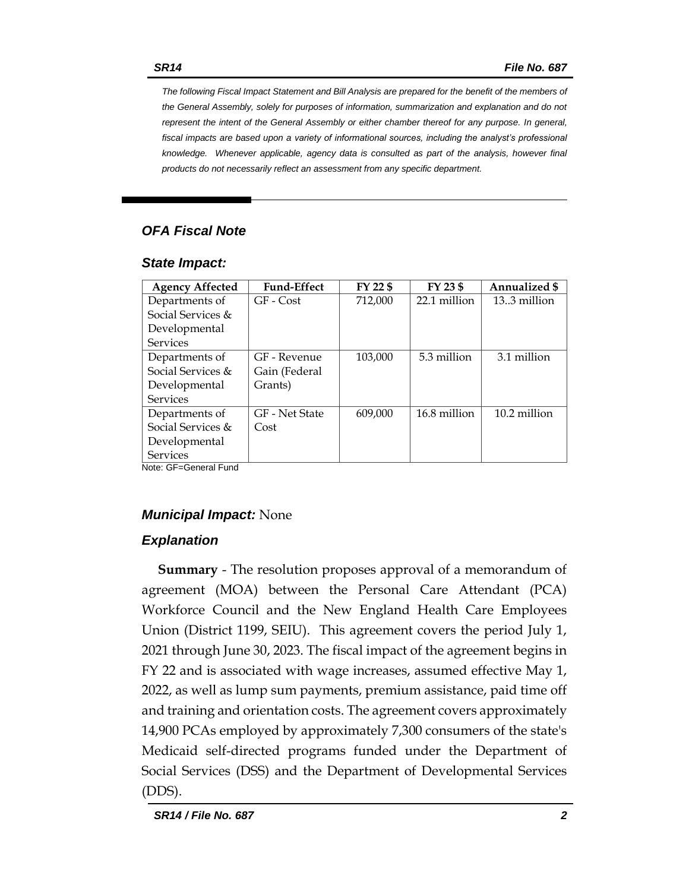*The following Fiscal Impact Statement and Bill Analysis are prepared for the benefit of the members of the General Assembly, solely for purposes of information, summarization and explanation and do not represent the intent of the General Assembly or either chamber thereof for any purpose. In general, fiscal impacts are based upon a variety of informational sources, including the analyst's professional knowledge. Whenever applicable, agency data is consulted as part of the analysis, however final products do not necessarily reflect an assessment from any specific department.*

## *OFA Fiscal Note*

### *State Impact:*

| Agency Affected | Fund-Effect | FY 22 $ | FY 23 $ | Annualized $ |
|---|---|---|---|---|
| Departments of Social Services & Developmental Services | GF - Cost | 712,000 | 22.1 million | 13..3 million |
| Departments of Social Services & Developmental Services | GF - Revenue Gain (Federal Grants) | 103,000 | 5.3 million | 3.1 million |
| Departments of Social Services & Developmental Services | GF - Net State Cost | 609,000 | 16.8 million | 10.2 million |

Note: GF=General Fund

### *Municipal Impact:* None

### *Explanation*

**Summary** - The resolution proposes approval of a memorandum of agreement (MOA) between the Personal Care Attendant (PCA) Workforce Council and the New England Health Care Employees Union (District 1199, SEIU). This agreement covers the period July 1, 2021 through June 30, 2023. The fiscal impact of the agreement begins in FY 22 and is associated with wage increases, assumed effective May 1, 2022, as well as lump sum payments, premium assistance, paid time off and training and orientation costs. The agreement covers approximately 14,900 PCAs employed by approximately 7,300 consumers of the state's Medicaid self-directed programs funded under the Department of Social Services (DSS) and the Department of Developmental Services (DDS).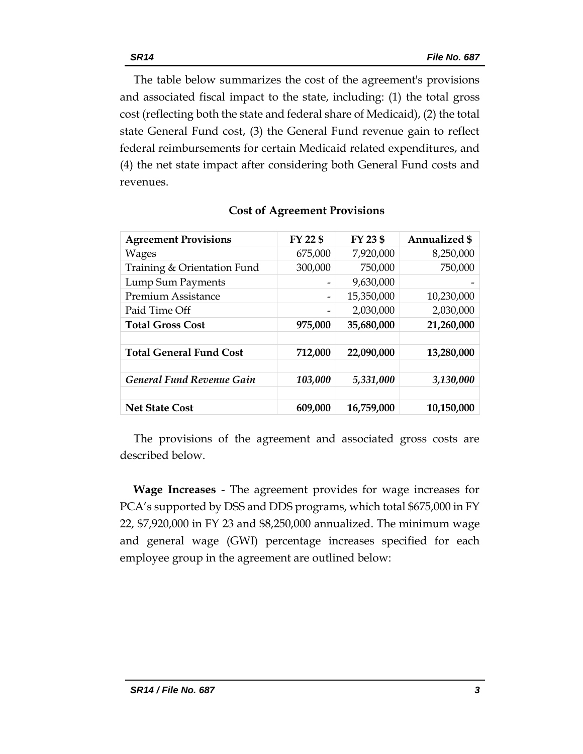The table below summarizes the cost of the agreement's provisions and associated fiscal impact to the state, including: (1) the total gross cost (reflecting both the state and federal share of Medicaid), (2) the total state General Fund cost, (3) the General Fund revenue gain to reflect federal reimbursements for certain Medicaid related expenditures, and (4) the net state impact after considering both General Fund costs and revenues.

**Cost of Agreement Provisions**

| Agreement Provisions | FY 22 $ | FY 23 $ | Annualized $ |
|---|---|---|---|
| Wages | 675,000 | 7,920,000 | 8,250,000 |
| Training & Orientation Fund | 300,000 | 750,000 | 750,000 |
| Lump Sum Payments | - | 9,630,000 | - |
| Premium Assistance | - | 15,350,000 | 10,230,000 |
| Paid Time Off | - | 2,030,000 | 2,030,000 |
| **Total Gross Cost** | **975,000** | **35,680,000** | **21,260,000** |
| | | | |
| **Total General Fund Cost** | **712,000** | **22,090,000** | **13,280,000** |
| | | | |
| ***General Fund Revenue Gain*** | ***103,000*** | ***5,331,000*** | ***3,130,000*** |
| | | | |
| **Net State Cost** | **609,000** | **16,759,000** | **10,150,000** |

The provisions of the agreement and associated gross costs are described below.

**Wage Increases** - The agreement provides for wage increases for PCA's supported by DSS and DDS programs, which total $675,000 in FY 22, $7,920,000 in FY 23 and $8,250,000 annualized. The minimum wage and general wage (GWI) percentage increases specified for each employee group in the agreement are outlined below: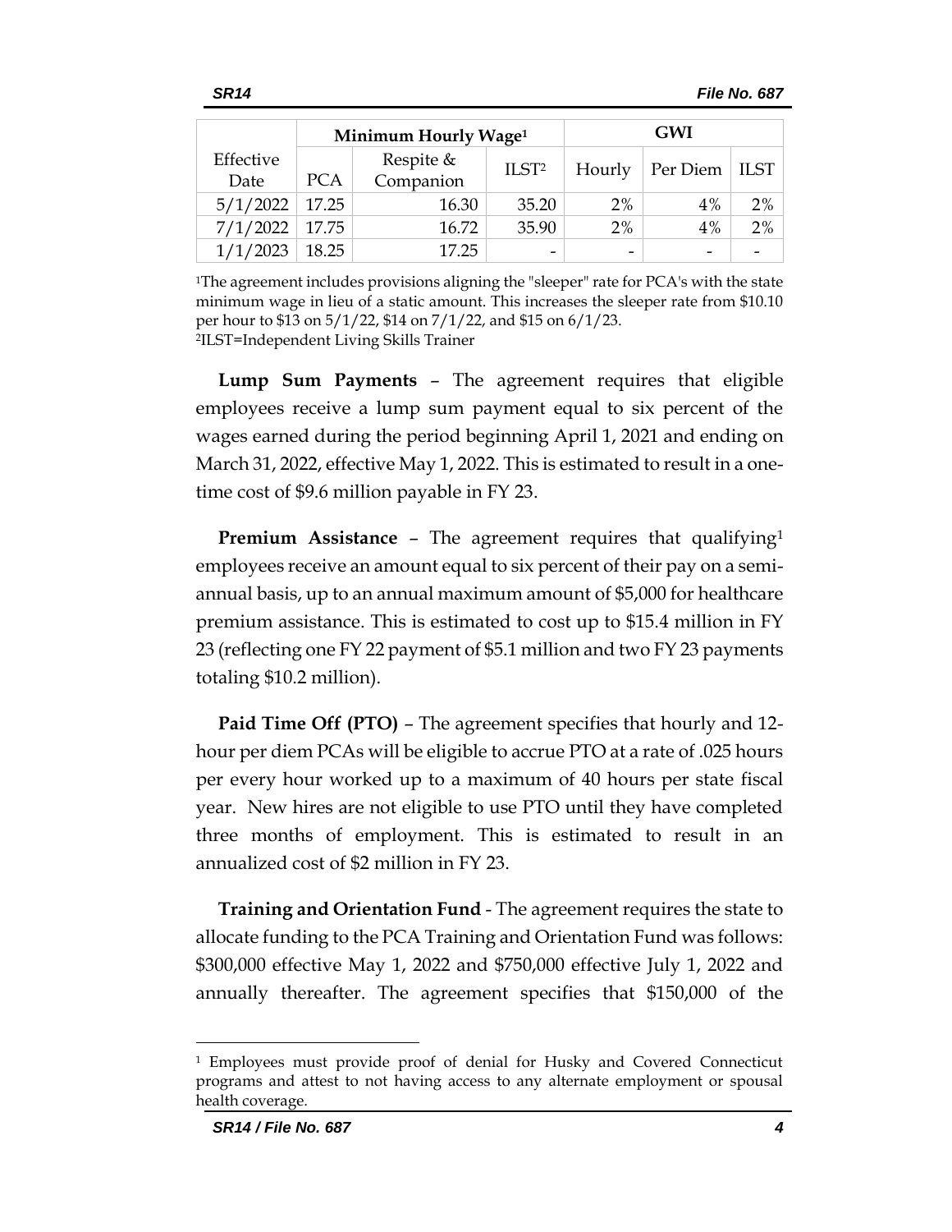| Effective Date | Minimum Hourly Wage[1] | | | GWI | | |
|---|---|---|---|---|---|---|
| | PCA | Respite & Companion | ILST[2] | Hourly | Per Diem | ILST |
| 5/1/2022 | 17.25 | 16.30 | 35.20 | 2% | 4% | 2% |
| 7/1/2022 | 17.75 | 16.72 | 35.90 | 2% | 4% | 2% |
| 1/1/2023 | 18.25 | 17.25 | - | - | - | - |

[1]The agreement includes provisions aligning the "sleeper" rate for PCA's with the state minimum wage in lieu of a static amount. This increases the sleeper rate from $10.10 per hour to $13 on 5/1/22, $14 on 7/1/22, and $15 on 6/1/23.
[2]ILST=Independent Living Skills Trainer

**Lump Sum Payments** – The agreement requires that eligible employees receive a lump sum payment equal to six percent of the wages earned during the period beginning April 1, 2021 and ending on March 31, 2022, effective May 1, 2022. This is estimated to result in a one-time cost of $9.6 million payable in FY 23.

**Premium Assistance** – The agreement requires that qualifying[1] employees receive an amount equal to six percent of their pay on a semi-annual basis, up to an annual maximum amount of $5,000 for healthcare premium assistance. This is estimated to cost up to $15.4 million in FY 23 (reflecting one FY 22 payment of $5.1 million and two FY 23 payments totaling $10.2 million).

**Paid Time Off (PTO)** – The agreement specifies that hourly and 12-hour per diem PCAs will be eligible to accrue PTO at a rate of .025 hours per every hour worked up to a maximum of 40 hours per state fiscal year. New hires are not eligible to use PTO until they have completed three months of employment. This is estimated to result in an annualized cost of $2 million in FY 23.

**Training and Orientation Fund** - The agreement requires the state to allocate funding to the PCA Training and Orientation Fund was follows: $300,000 effective May 1, 2022 and $750,000 effective July 1, 2022 and annually thereafter. The agreement specifies that $150,000 of the

[1] Employees must provide proof of denial for Husky and Covered Connecticut programs and attest to not having access to any alternate employment or spousal health coverage.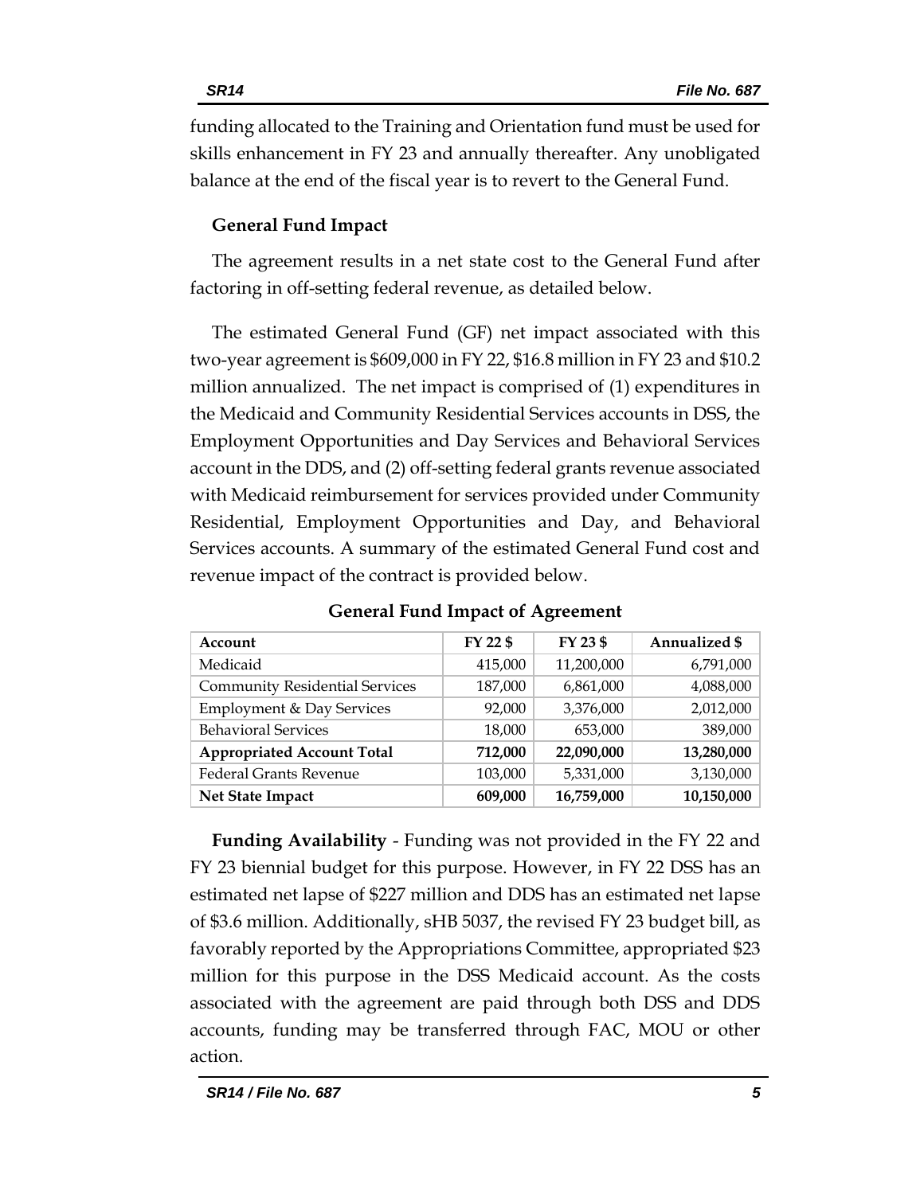funding allocated to the Training and Orientation fund must be used for skills enhancement in FY 23 and annually thereafter. Any unobligated balance at the end of the fiscal year is to revert to the General Fund.

**General Fund Impact**

The agreement results in a net state cost to the General Fund after factoring in off-setting federal revenue, as detailed below.

The estimated General Fund (GF) net impact associated with this two-year agreement is $609,000 in FY 22, $16.8 million in FY 23 and $10.2 million annualized. The net impact is comprised of (1) expenditures in the Medicaid and Community Residential Services accounts in DSS, the Employment Opportunities and Day Services and Behavioral Services account in the DDS, and (2) off-setting federal grants revenue associated with Medicaid reimbursement for services provided under Community Residential, Employment Opportunities and Day, and Behavioral Services accounts. A summary of the estimated General Fund cost and revenue impact of the contract is provided below.

**General Fund Impact of Agreement**

| Account | FY 22 $ | FY 23 $ | Annualized $ |
|---|---|---|---|
| Medicaid | 415,000 | 11,200,000 | 6,791,000 |
| Community Residential Services | 187,000 | 6,861,000 | 4,088,000 |
| Employment & Day Services | 92,000 | 3,376,000 | 2,012,000 |
| Behavioral Services | 18,000 | 653,000 | 389,000 |
| **Appropriated Account Total** | **712,000** | **22,090,000** | **13,280,000** |
| Federal Grants Revenue | 103,000 | 5,331,000 | 3,130,000 |
| **Net State Impact** | **609,000** | **16,759,000** | **10,150,000** |

**Funding Availability** - Funding was not provided in the FY 22 and FY 23 biennial budget for this purpose. However, in FY 22 DSS has an estimated net lapse of $227 million and DDS has an estimated net lapse of $3.6 million. Additionally, sHB 5037, the revised FY 23 budget bill, as favorably reported by the Appropriations Committee, appropriated $23 million for this purpose in the DSS Medicaid account. As the costs associated with the agreement are paid through both DSS and DDS accounts, funding may be transferred through FAC, MOU or other action.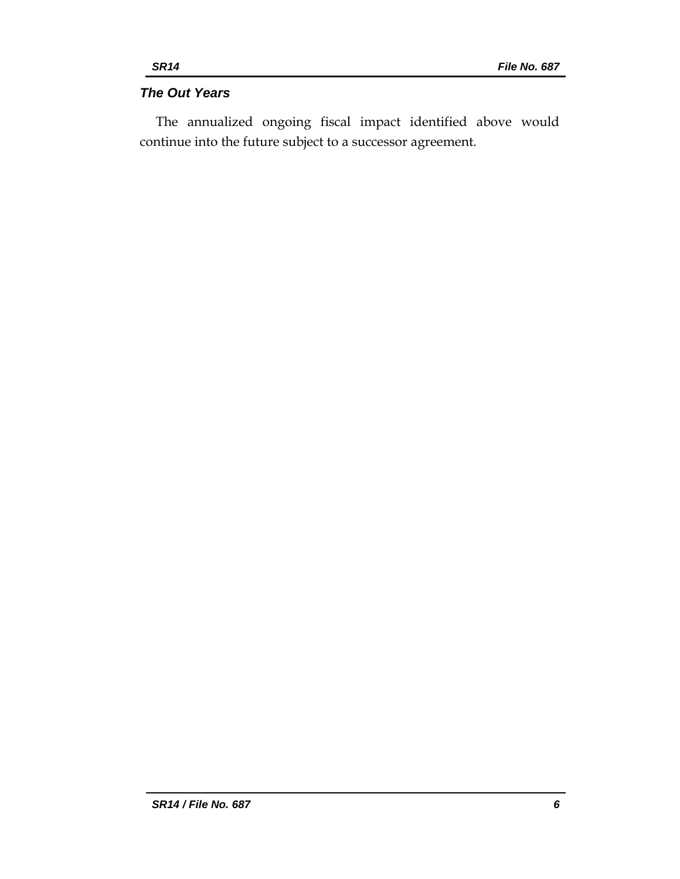### *The Out Years*

The annualized ongoing fiscal impact identified above would continue into the future subject to a successor agreement.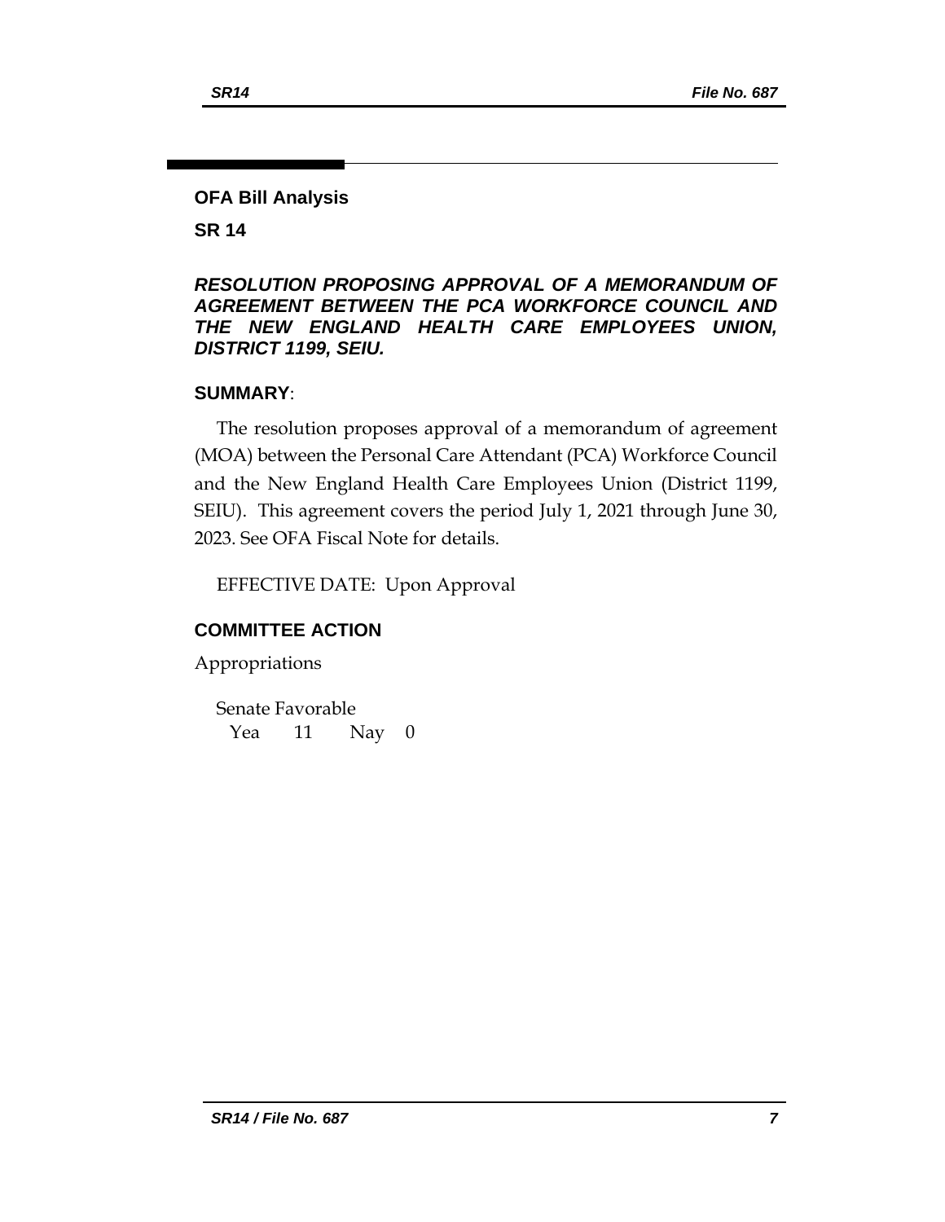## OFA Bill Analysis

**SR 14**

***RESOLUTION PROPOSING APPROVAL OF A MEMORANDUM OF AGREEMENT BETWEEN THE PCA WORKFORCE COUNCIL AND THE NEW ENGLAND HEALTH CARE EMPLOYEES UNION, DISTRICT 1199, SEIU.***

**SUMMARY**:

The resolution proposes approval of a memorandum of agreement (MOA) between the Personal Care Attendant (PCA) Workforce Council and the New England Health Care Employees Union (District 1199, SEIU). This agreement covers the period July 1, 2021 through June 30, 2023. See OFA Fiscal Note for details.

EFFECTIVE DATE: Upon Approval

**COMMITTEE ACTION**

Appropriations

Senate Favorable
Yea 11 Nay 0